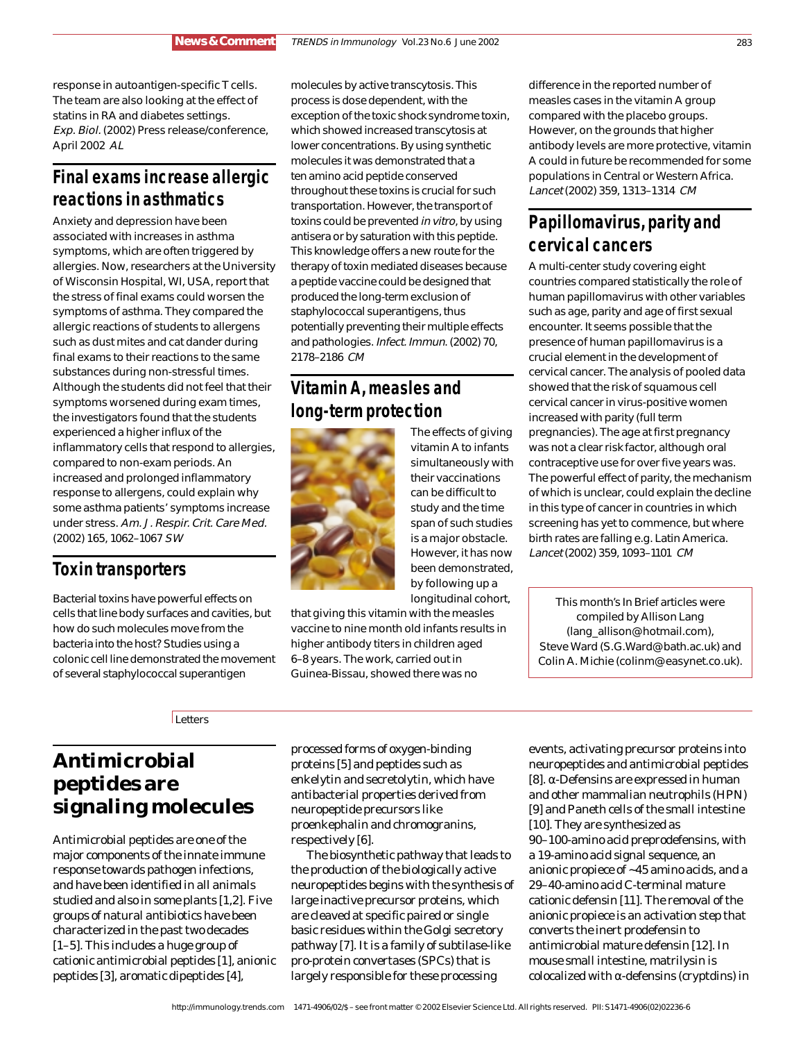response in autoantigen-specific T cells. The team are also looking at the effect of statins in RA and diabetes settings.
*Exp. Biol.* (2002) Press release/conference, April 2002 *AL*

## Final exams increase allergic reactions in asthmatics

Anxiety and depression have been associated with increases in asthma symptoms, which are often triggered by allergies. Now, researchers at the University of Wisconsin Hospital, WI, USA, report that the stress of final exams could worsen the symptoms of asthma. They compared the allergic reactions of students to allergens such as dust mites and cat dander during final exams to their reactions to the same substances during non-stressful times. Although the students did not feel that their symptoms worsened during exam times, the investigators found that the students experienced a higher influx of the inflammatory cells that respond to allergies, compared to non-exam periods. An increased and prolonged inflammatory response to allergens, could explain why some asthma patients' symptoms increase under stress. *Am. J. Respir. Crit. Care Med.* (2002) 165, 1062–1067 *SW*

## Toxin transporters

Bacterial toxins have powerful effects on cells that line body surfaces and cavities, but how do such molecules move from the bacteria into the host? Studies using a colonic cell line demonstrated the movement of several staphylococcal superantigen molecules by active transcytosis. This process is dose dependent, with the exception of the toxic shock syndrome toxin, which showed increased transcytosis at lower concentrations. By using synthetic molecules it was demonstrated that a ten amino acid peptide conserved throughout these toxins is crucial for such transportation. However, the transport of toxins could be prevented *in vitro*, by using antisera or by saturation with this peptide. This knowledge offers a new route for the therapy of toxin mediated diseases because a peptide vaccine could be designed that produced the long-term exclusion of staphylococcal superantigens, thus potentially preventing their multiple effects and pathologies. *Infect. Immun.* (2002) 70, 2178–2186 *CM*

## Vitamin A, measles and long-term protection

The effects of giving vitamin A to infants simultaneously with their vaccinations can be difficult to study and the time span of such studies is a major obstacle. However, it has now been demonstrated, by following up a longitudinal cohort, that giving this vitamin with the measles vaccine to nine month old infants results in higher antibody titers in children aged 6–8 years. The work, carried out in Guinea-Bissau, showed there was no difference in the reported number of measles cases in the vitamin A group compared with the placebo groups. However, on the grounds that higher antibody levels are more protective, vitamin A could in future be recommended for some populations in Central or Western Africa. *Lancet* (2002) 359, 1313–1314 *CM*

## Papillomavirus, parity and cervical cancers

A multi-center study covering eight countries compared statistically the role of human papillomavirus with other variables such as age, parity and age of first sexual encounter. It seems possible that the presence of human papillomavirus is a crucial element in the development of cervical cancer. The analysis of pooled data showed that the risk of squamous cell cervical cancer in virus-positive women increased with parity (full term pregnancies). The age at first pregnancy was not a clear risk factor, although oral contraceptive use for over five years was. The powerful effect of parity, the mechanism of which is unclear, could explain the decline in this type of cancer in countries in which screening has yet to commence, but where birth rates are falling e.g. Latin America. *Lancet* (2002) 359, 1093–1101 *CM*

This month's In Brief articles were compiled by Allison Lang (lang_allison@hotmail.com), Steve Ward (S.G.Ward@bath.ac.uk) and Colin A. Michie (colinm@easynet.co.uk).

Letters

# Antimicrobial peptides are signaling molecules

Antimicrobial peptides are one of the major components of the innate immune response towards pathogen infections, and have been identified in all animals studied and also in some plants [1,2]. Five groups of natural antibiotics have been characterized in the past two decades [1–5]. This includes a huge group of cationic antimicrobial peptides [1], anionic peptides [3], aromatic dipeptides [4], processed forms of oxygen-binding proteins [5] and peptides such as enkelytin and secretolytin, which have antibacterial properties derived from neuropeptide precursors like proenkephalin and chromogranins, respectively [6].

The biosynthetic pathway that leads to the production of the biologically active neuropeptides begins with the synthesis of large inactive precursor proteins, which are cleaved at specific paired or single basic residues within the Golgi secretory pathway [7]. It is a family of subtilase-like pro-protein convertases (SPCs) that is largely responsible for these processing events, activating precursor proteins into neuropeptides and antimicrobial peptides [8]. α-Defensins are expressed in human and other mammalian neutrophils (HPN) [9] and Paneth cells of the small intestine [10]. They are synthesized as 90–100-amino acid preprodefensins, with a 19-amino acid signal sequence, an anionic propiece of ~45 amino acids, and a 29–40-amino acid C-terminal mature cationic defensin [11]. The removal of the anionic propiece is an activation step that converts the inert prodefensin to antimicrobial mature defensin [12]. In mouse small intestine, matrilysin is colocalized with α-defensins (cryptdins) in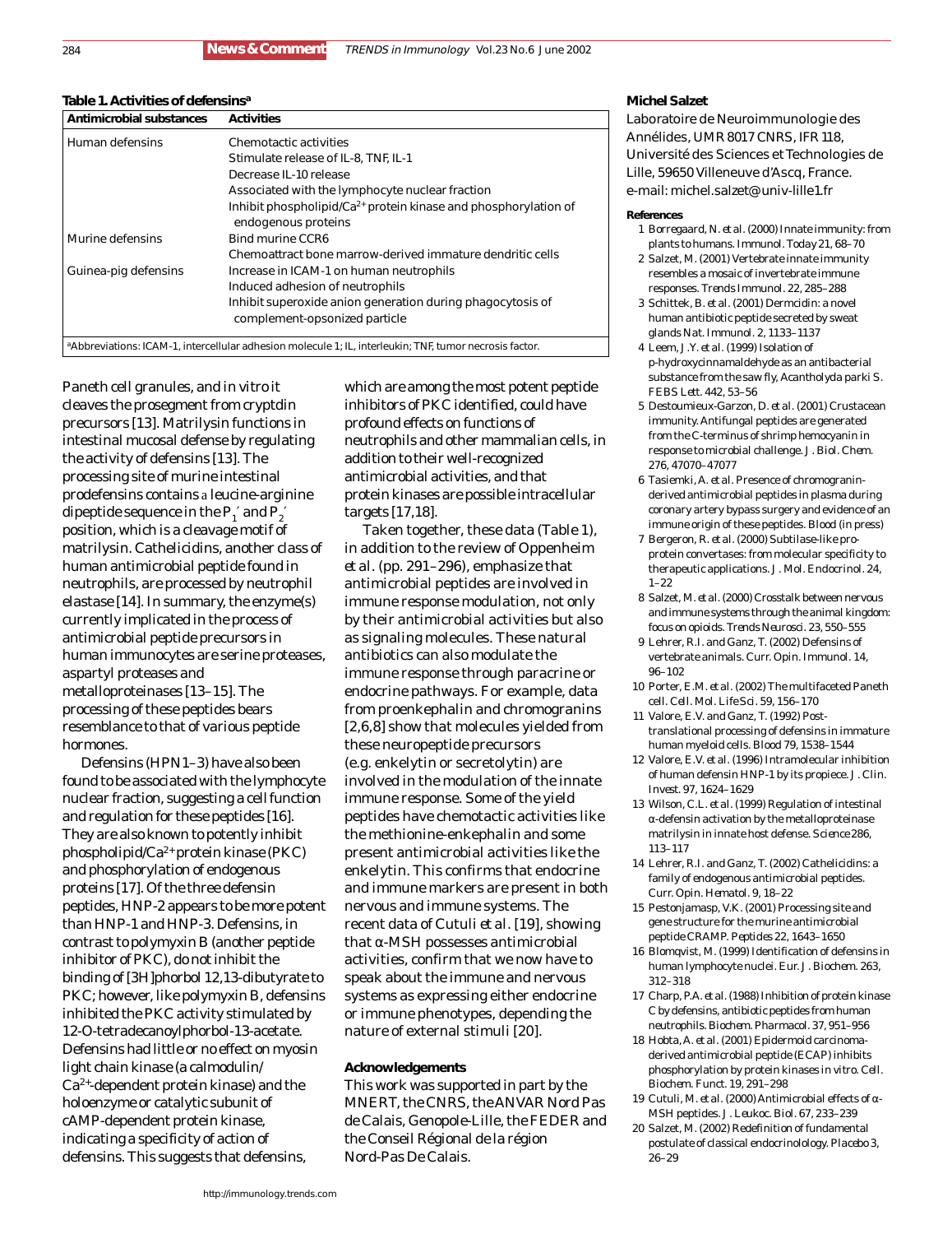**Table 1. Activities of defensins[a]**

| Antimicrobial substances | Activities |
|---|---|
| Human defensins | Chemotactic activities |
| | Stimulate release of IL-8, TNF, IL-1 |
| | Decrease IL-10 release |
| | Associated with the lymphocyte nuclear fraction |
| | Inhibit phospholipid/$Ca^{2+}$ protein kinase and phosphorylation of endogenous proteins |
| Murine defensins | Bind murine CCR6 |
| | Chemoattract bone marrow-derived immature dendritic cells |
| Guinea-pig defensins | Increase in ICAM-1 on human neutrophils |
| | Induced adhesion of neutrophils |
| | Inhibit superoxide anion generation during phagocytosis of complement-opsonized particle |

[a]Abbreviations: ICAM-1, intercellular adhesion molecule 1; IL, interleukin; TNF, tumor necrosis factor.

Paneth cell granules, and in vitro it cleaves the prosegment from cryptdin precursors [13]. Matrilysin functions in intestinal mucosal defense by regulating the activity of defensins [13]. The processing site of murine intestinal prodefensins contains a leucine-arginine dipeptide sequence in the $P_1'$ and $P_2'$ position, which is a cleavage motif of matrilysin. Cathelicidins, another class of human antimicrobial peptide found in neutrophils, are processed by neutrophil elastase [14]. In summary, the enzyme(s) currently implicated in the process of antimicrobial peptide precursors in human immunocytes are serine proteases, aspartyl proteases and metalloproteinases [13–15]. The processing of these peptides bears resemblance to that of various peptide hormones.

Defensins (HPN1–3) have also been found to be associated with the lymphocyte nuclear fraction, suggesting a cell function and regulation for these peptides [16]. They are also known to potently inhibit phospholipid/$Ca^{2+}$ protein kinase (PKC) and phosphorylation of endogenous proteins [17]. Of the three defensin peptides, HNP-2 appears to be more potent than HNP-1 and HNP-3. Defensins, in contrast to polymyxin B (another peptide inhibitor of PKC), do not inhibit the binding of [3H]phorbol 12,13-dibutyrate to PKC; however, like polymyxin B, defensins inhibited the PKC activity stimulated by 12-O-tetradecanoylphorbol-13-acetate. Defensins had little or no effect on myosin light chain kinase (a calmodulin/$Ca^{2+}$-dependent protein kinase) and the holoenzyme or catalytic subunit of cAMP-dependent protein kinase, indicating a specificity of action of defensins. This suggests that defensins, which are among the most potent peptide inhibitors of PKC identified, could have profound effects on functions of neutrophils and other mammalian cells, in addition to their well-recognized antimicrobial activities, and that protein kinases are possible intracellular targets [17,18].

Taken together, these data (Table 1), in addition to the review of Oppenheim *et al.* (pp. 291–296), emphasize that antimicrobial peptides are involved in immune response modulation, not only by their antimicrobial activities but also as signaling molecules. These natural antibiotics can also modulate the immune response through paracrine or endocrine pathways. For example, data from proenkephalin and chromogranins [2,6,8] show that molecules yielded from these neuropeptide precursors (e.g. enkelytin or secretolytin) are involved in the modulation of the innate immune response. Some of the yield peptides have chemotactic activities like the methionine-enkephalin and some present antimicrobial activities like the enkelytin. This confirms that endocrine and immune markers are present in both nervous and immune systems. The recent data of Cutuli *et al.* [19], showing that α-MSH possesses antimicrobial activities, confirm that we now have to speak about the immune and nervous systems as expressing either endocrine or immune phenotypes, depending the nature of external stimuli [20].

### Acknowledgements

This work was supported in part by the MNERT, the CNRS, the ANVAR Nord Pas de Calais, Genopole-Lille, the FEDER and the Conseil Régional de la région Nord-Pas De Calais.

**Michel Salzet**

Laboratoire de Neuroimmunologie des Annélides, UMR 8017 CNRS, IFR 118, Université des Sciences et Technologies de Lille, 59650 Villeneuve d'Ascq, France.
e-mail: michel.salzet@univ-lille1.fr

### References

1. Borregaard, N. *et al.* (2000) Innate immunity: from plants to humans. *Immunol. Today* 21, 68–70
2. Salzet, M. (2001) Vertebrate innate immunity resembles a mosaic of invertebrate immune responses. *Trends Immunol.* 22, 285–288
3. Schittek, B. *et al.* (2001) Dermcidin: a novel human antibiotic peptide secreted by sweat glands *Nat. Immunol.* 2, 1133–1137
4. Leem, J.Y. *et al.* (1999) Isolation of p-hydroxycinnamaldehyde as an antibacterial substance from the saw fly, *Acantholyda parki* S. *FEBS Lett.* 442, 53–56
5. Destoumieux-Garzon, D. *et al.* (2001) Crustacean immunity. Antifungal peptides are generated from the C-terminus of shrimp hemocyanin in response to microbial challenge. *J. Biol. Chem.* 276, 47070–47077
6. Tasiemki, A. *et al.* Presence of chromogranin-derived antimicrobial peptides in plasma during coronary artery bypass surgery and evidence of an immune origin of these peptides. *Blood* (in press)
7. Bergeron, R. *et al.* (2000) Subtilase-like pro-protein convertases: from molecular specificity to therapeutic applications. *J. Mol. Endocrinol.* 24, 1–22
8. Salzet, M. *et al.* (2000) Crosstalk between nervous and immune systems through the animal kingdom: focus on opioids. *Trends Neurosci.* 23, 550–555
9. Lehrer, R.I. and Ganz, T. (2002) Defensins of vertebrate animals. *Curr. Opin. Immunol.* 14, 96–102
10. Porter, E.M. *et al.* (2002) The multifaceted Paneth cell. *Cell. Mol. Life Sci.* 59, 156–170
11. Valore, E.V. and Ganz, T. (1992) Post-translational processing of defensins in immature human myeloid cells. *Blood* 79, 1538–1544
12. Valore, E.V. *et al.* (1996) Intramolecular inhibition of human defensin HNP-1 by its propiece. *J. Clin. Invest.* 97, 1624–1629
13. Wilson, C.L. *et al.* (1999) Regulation of intestinal α-defensin activation by the metalloproteinase matrilysin in innate host defense. *Science* 286, 113–117
14. Lehrer, R.I. and Ganz, T. (2002) Cathelicidins: a family of endogenous antimicrobial peptides. *Curr. Opin. Hematol.* 9, 18–22
15. Pestonjamasp, V.K. (2001) Processing site and gene structure for the murine antimicrobial peptide CRAMP. *Peptides* 22, 1643–1650
16. Blomqvist, M. (1999) Identification of defensins in human lymphocyte nuclei. *Eur. J. Biochem.* 263, 312–318
17. Charp, P.A. *et al.* (1988) Inhibition of protein kinase C by defensins, antibiotic peptides from human neutrophils. *Biochem. Pharmacol.* 37, 951–956
18. Hobta, A. *et al.* (2001) Epidermoid carcinoma-derived antimicrobial peptide (ECAP) inhibits phosphorylation by protein kinases in vitro. *Cell. Biochem. Funct.* 19, 291–298
19. Cutuli, M. *et al.* (2000) Antimicrobial effects of α-MSH peptides. *J. Leukoc. Biol.* 67, 233–239
20. Salzet, M. (2002) Redefinition of fundamental postulate of classical endocrinolology. *Placebo* 3, 26–29